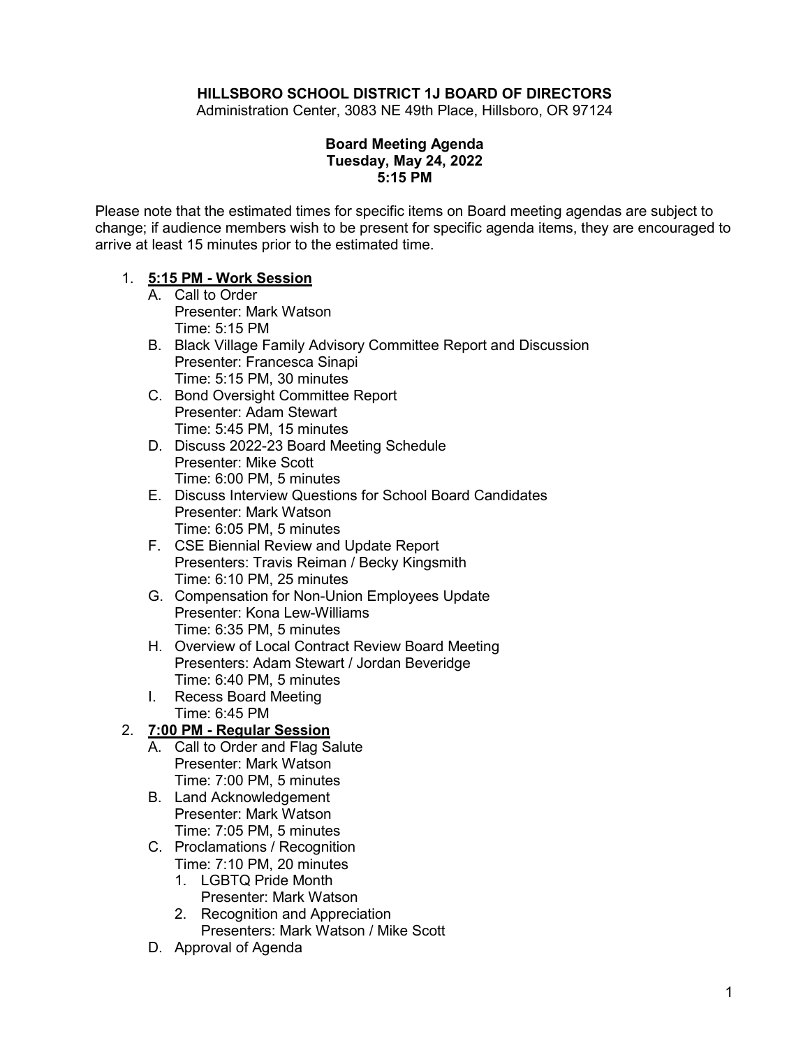**HILLSBORO SCHOOL DISTRICT 1J BOARD OF DIRECTORS**
Administration Center, 3083 NE 49th Place, Hillsboro, OR 97124

**Board Meeting Agenda**
**Tuesday, May 24, 2022**
**5:15 PM**

Please note that the estimated times for specific items on Board meeting agendas are subject to change; if audience members wish to be present for specific agenda items, they are encouraged to arrive at least 15 minutes prior to the estimated time.

1. **5:15 PM - Work Session**
   A. Call to Order
      Presenter: Mark Watson
      Time: 5:15 PM
   B. Black Village Family Advisory Committee Report and Discussion
      Presenter: Francesca Sinapi
      Time: 5:15 PM, 30 minutes
   C. Bond Oversight Committee Report
      Presenter: Adam Stewart
      Time: 5:45 PM, 15 minutes
   D. Discuss 2022-23 Board Meeting Schedule
      Presenter: Mike Scott
      Time: 6:00 PM, 5 minutes
   E. Discuss Interview Questions for School Board Candidates
      Presenter: Mark Watson
      Time: 6:05 PM, 5 minutes
   F. CSE Biennial Review and Update Report
      Presenters: Travis Reiman / Becky Kingsmith
      Time: 6:10 PM, 25 minutes
   G. Compensation for Non-Union Employees Update
      Presenter: Kona Lew-Williams
      Time: 6:35 PM, 5 minutes
   H. Overview of Local Contract Review Board Meeting
      Presenters: Adam Stewart / Jordan Beveridge
      Time: 6:40 PM, 5 minutes
   I. Recess Board Meeting
      Time: 6:45 PM
2. **7:00 PM - Regular Session**
   A. Call to Order and Flag Salute
      Presenter: Mark Watson
      Time: 7:00 PM, 5 minutes
   B. Land Acknowledgement
      Presenter: Mark Watson
      Time: 7:05 PM, 5 minutes
   C. Proclamations / Recognition
      Time: 7:10 PM, 20 minutes
      1. LGBTQ Pride Month
         Presenter: Mark Watson
      2. Recognition and Appreciation
         Presenters: Mark Watson / Mike Scott
   D. Approval of Agenda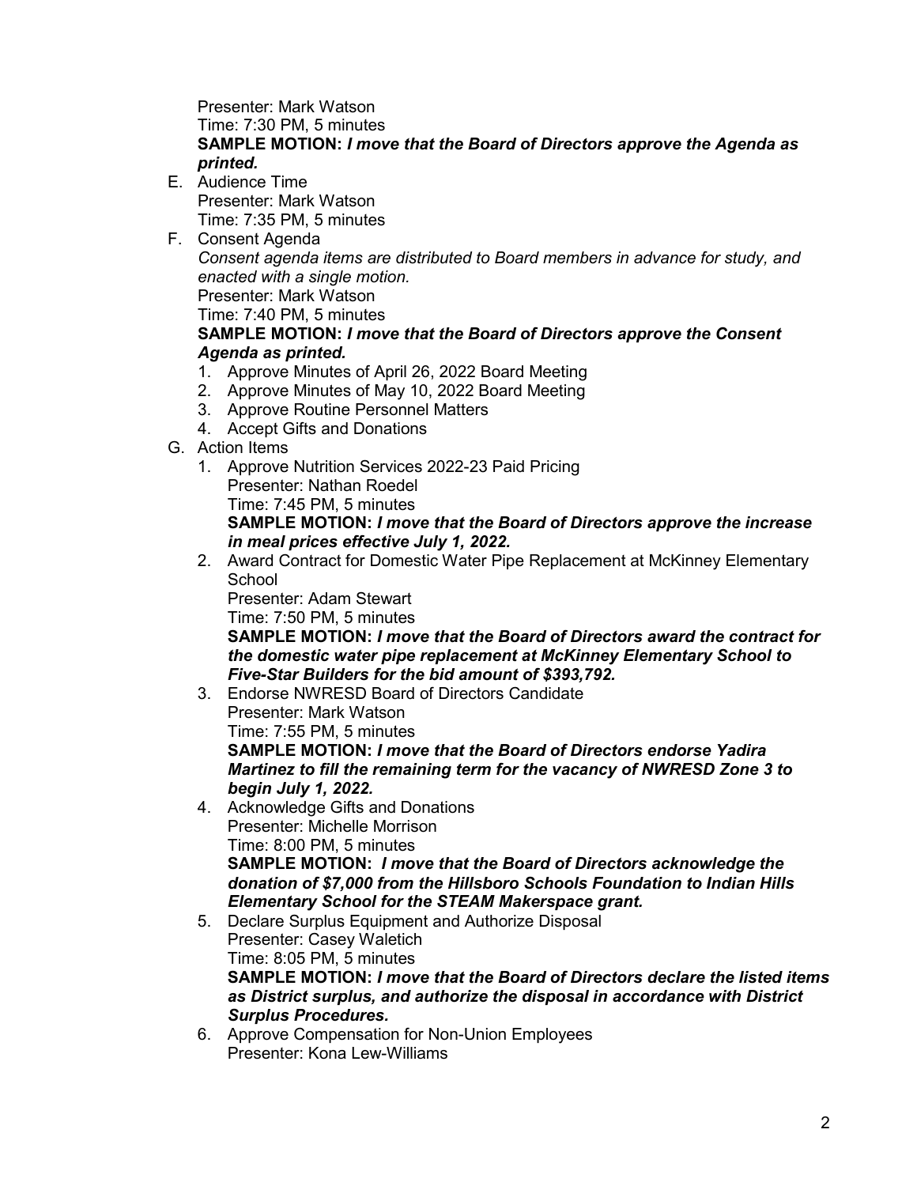Presenter: Mark Watson
Time: 7:30 PM, 5 minutes
**SAMPLE MOTION:** ***I move that the Board of Directors approve the Agenda as printed.***

E. Audience Time
   Presenter: Mark Watson
   Time: 7:35 PM, 5 minutes

F. Consent Agenda
   *Consent agenda items are distributed to Board members in advance for study, and enacted with a single motion.*
   Presenter: Mark Watson
   Time: 7:40 PM, 5 minutes
   **SAMPLE MOTION:** ***I move that the Board of Directors approve the Consent Agenda as printed.***
   1. Approve Minutes of April 26, 2022 Board Meeting
   2. Approve Minutes of May 10, 2022 Board Meeting
   3. Approve Routine Personnel Matters
   4. Accept Gifts and Donations

G. Action Items
   1. Approve Nutrition Services 2022-23 Paid Pricing
      Presenter: Nathan Roedel
      Time: 7:45 PM, 5 minutes
      **SAMPLE MOTION:** ***I move that the Board of Directors approve the increase in meal prices effective July 1, 2022.***
   2. Award Contract for Domestic Water Pipe Replacement at McKinney Elementary School
      Presenter: Adam Stewart
      Time: 7:50 PM, 5 minutes
      **SAMPLE MOTION:** ***I move that the Board of Directors award the contract for the domestic water pipe replacement at McKinney Elementary School to Five-Star Builders for the bid amount of $393,792.***
   3. Endorse NWRESD Board of Directors Candidate
      Presenter: Mark Watson
      Time: 7:55 PM, 5 minutes
      **SAMPLE MOTION:** ***I move that the Board of Directors endorse Yadira Martinez to fill the remaining term for the vacancy of NWRESD Zone 3 to begin July 1, 2022.***
   4. Acknowledge Gifts and Donations
      Presenter: Michelle Morrison
      Time: 8:00 PM, 5 minutes
      **SAMPLE MOTION:** ***I move that the Board of Directors acknowledge the donation of $7,000 from the Hillsboro Schools Foundation to Indian Hills Elementary School for the STEAM Makerspace grant.***
   5. Declare Surplus Equipment and Authorize Disposal
      Presenter: Casey Waletich
      Time: 8:05 PM, 5 minutes
      **SAMPLE MOTION:** ***I move that the Board of Directors declare the listed items as District surplus, and authorize the disposal in accordance with District Surplus Procedures.***
   6. Approve Compensation for Non-Union Employees
      Presenter: Kona Lew-Williams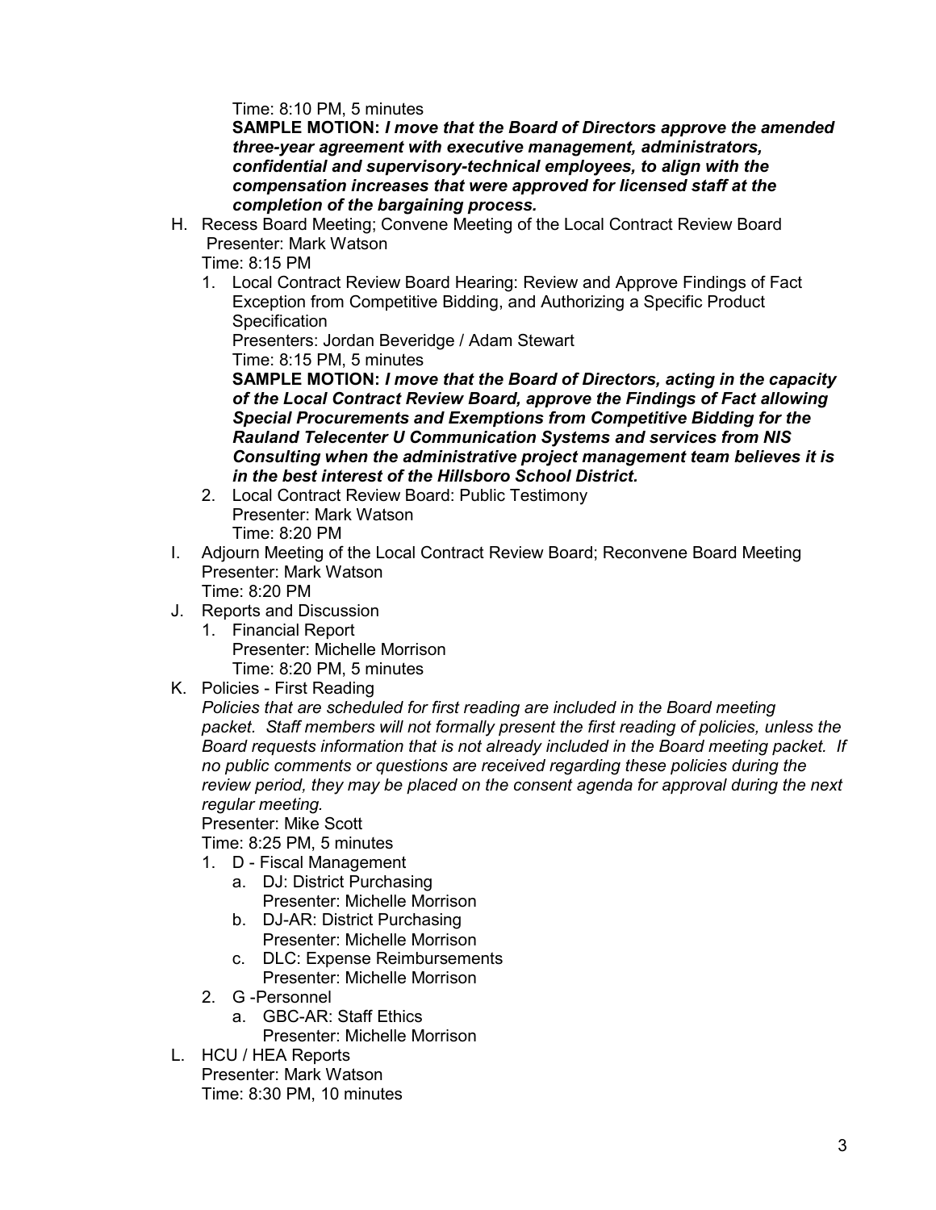Time: 8:10 PM, 5 minutes

**SAMPLE MOTION:** ***I move that the Board of Directors approve the amended three-year agreement with executive management, administrators, confidential and supervisory-technical employees, to align with the compensation increases that were approved for licensed staff at the completion of the bargaining process.***

H. Recess Board Meeting; Convene Meeting of the Local Contract Review Board
Presenter: Mark Watson
Time: 8:15 PM
   1. Local Contract Review Board Hearing: Review and Approve Findings of Fact Exception from Competitive Bidding, and Authorizing a Specific Product Specification
   Presenters: Jordan Beveridge / Adam Stewart
   Time: 8:15 PM, 5 minutes
   **SAMPLE MOTION:** ***I move that the Board of Directors, acting in the capacity of the Local Contract Review Board, approve the Findings of Fact allowing Special Procurements and Exemptions from Competitive Bidding for the Rauland Telecenter U Communication Systems and services from NIS Consulting when the administrative project management team believes it is in the best interest of the Hillsboro School District.***
   2. Local Contract Review Board: Public Testimony
   Presenter: Mark Watson
   Time: 8:20 PM

I. Adjourn Meeting of the Local Contract Review Board; Reconvene Board Meeting
Presenter: Mark Watson
Time: 8:20 PM

J. Reports and Discussion
   1. Financial Report
   Presenter: Michelle Morrison
   Time: 8:20 PM, 5 minutes

K. Policies - First Reading
*Policies that are scheduled for first reading are included in the Board meeting packet. Staff members will not formally present the first reading of policies, unless the Board requests information that is not already included in the Board meeting packet. If no public comments or questions are received regarding these policies during the review period, they may be placed on the consent agenda for approval during the next regular meeting.*
Presenter: Mike Scott
Time: 8:25 PM, 5 minutes
   1. D - Fiscal Management
      a. DJ: District Purchasing
      Presenter: Michelle Morrison
      b. DJ-AR: District Purchasing
      Presenter: Michelle Morrison
      c. DLC: Expense Reimbursements
      Presenter: Michelle Morrison
   2. G -Personnel
      a. GBC-AR: Staff Ethics
      Presenter: Michelle Morrison

L. HCU / HEA Reports
Presenter: Mark Watson
Time: 8:30 PM, 10 minutes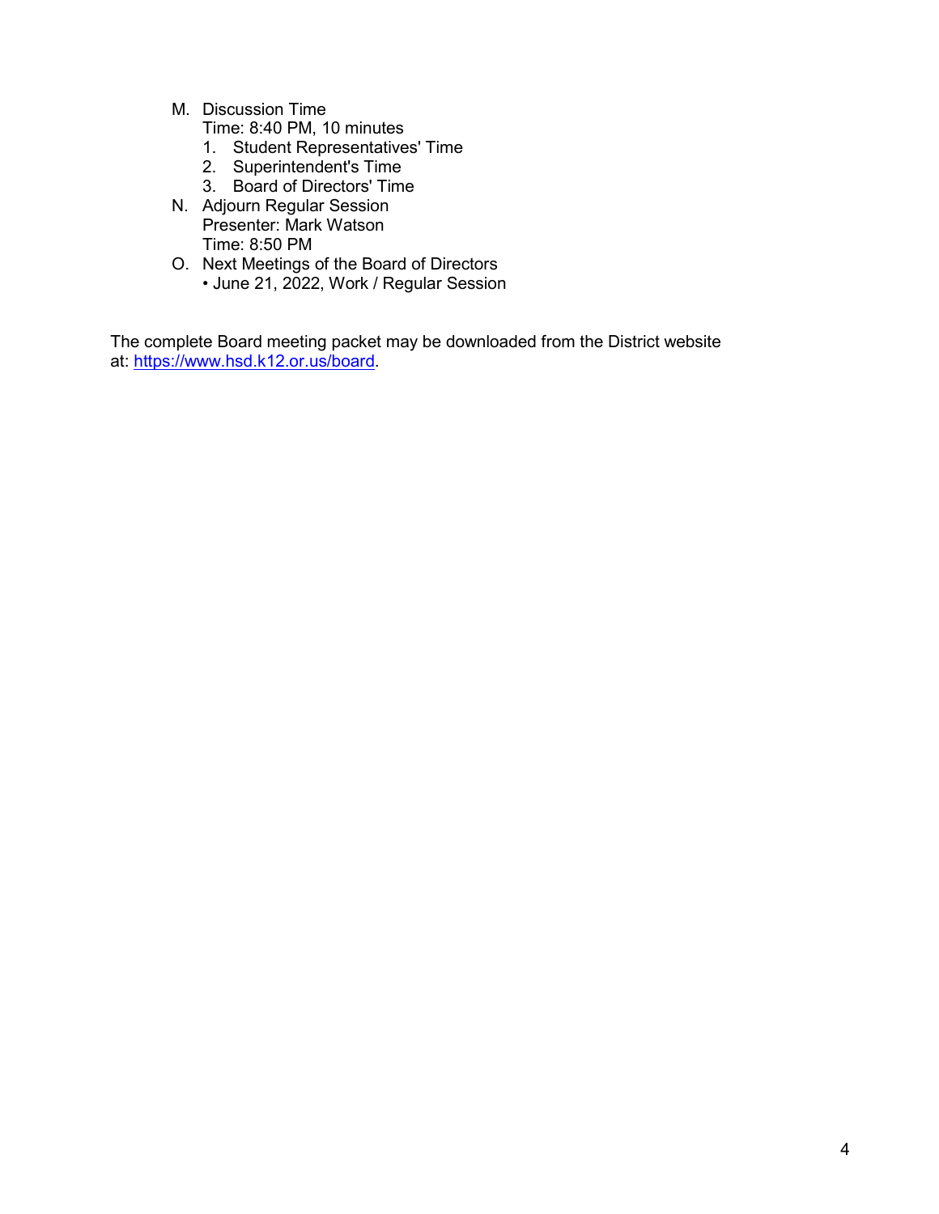M. Discussion Time
   Time: 8:40 PM, 10 minutes
   1. Student Representatives' Time
   2. Superintendent's Time
   3. Board of Directors' Time
N. Adjourn Regular Session
   Presenter: Mark Watson
   Time: 8:50 PM
O. Next Meetings of the Board of Directors
   • June 21, 2022, Work / Regular Session

The complete Board meeting packet may be downloaded from the District website at: [https://www.hsd.k12.or.us/board](https://www.hsd.k12.or.us/board).